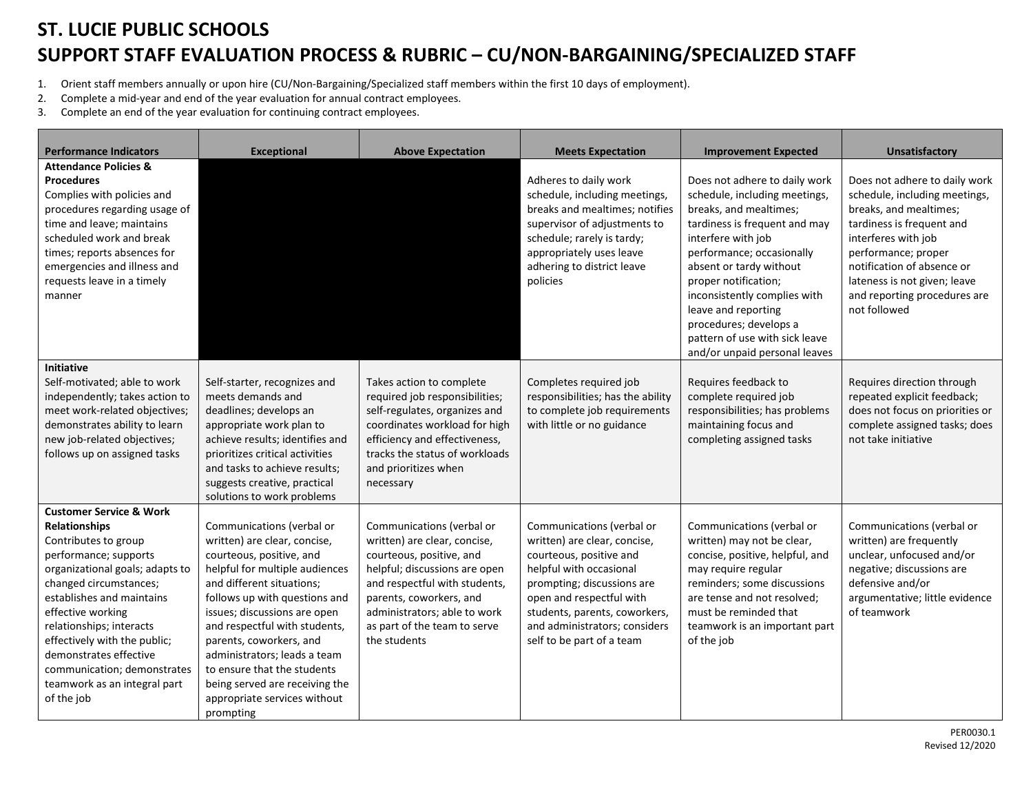# ST. LUCIE PUBLIC SCHOOLS
# SUPPORT STAFF EVALUATION PROCESS & RUBRIC – CU/NON-BARGAINING/SPECIALIZED STAFF

1. Orient staff members annually or upon hire (CU/Non-Bargaining/Specialized staff members within the first 10 days of employment).
2. Complete a mid-year and end of the year evaluation for annual contract employees.
3. Complete an end of the year evaluation for continuing contract employees.

| Performance Indicators | Exceptional | Above Expectation | Meets Expectation | Improvement Expected | Unsatisfactory |
|---|---|---|---|---|---|
| **Attendance Policies & Procedures** Complies with policies and procedures regarding usage of time and leave; maintains scheduled work and break times; reports absences for emergencies and illness and requests leave in a timely manner | | | Adheres to daily work schedule, including meetings, breaks and mealtimes; notifies supervisor of adjustments to schedule; rarely is tardy; appropriately uses leave adhering to district leave policies | Does not adhere to daily work schedule, including meetings, breaks, and mealtimes; tardiness is frequent and may interfere with job performance; occasionally absent or tardy without proper notification; inconsistently complies with leave and reporting procedures; develops a pattern of use with sick leave and/or unpaid personal leaves | Does not adhere to daily work schedule, including meetings, breaks, and mealtimes; tardiness is frequent and interferes with job performance; proper notification of absence or lateness is not given; leave and reporting procedures are not followed |
| **Initiative** Self-motivated; able to work independently; takes action to meet work-related objectives; demonstrates ability to learn new job-related objectives; follows up on assigned tasks | Self-starter, recognizes and meets demands and deadlines; develops an appropriate work plan to achieve results; identifies and prioritizes critical activities and tasks to achieve results; suggests creative, practical solutions to work problems | Takes action to complete required job responsibilities; self-regulates, organizes and coordinates workload for high efficiency and effectiveness, tracks the status of workloads and prioritizes when necessary | Completes required job responsibilities; has the ability to complete job requirements with little or no guidance | Requires feedback to complete required job responsibilities; has problems maintaining focus and completing assigned tasks | Requires direction through repeated explicit feedback; does not focus on priorities or complete assigned tasks; does not take initiative |
| **Customer Service & Work Relationships** Contributes to group performance; supports organizational goals; adapts to changed circumstances; establishes and maintains effective working relationships; interacts effectively with the public; demonstrates effective communication; demonstrates teamwork as an integral part of the job | Communications (verbal or written) are clear, concise, courteous, positive, and helpful for multiple audiences and different situations; follows up with questions and issues; discussions are open and respectful with students, parents, coworkers, and administrators; leads a team to ensure that the students being served are receiving the appropriate services without prompting | Communications (verbal or written) are clear, concise, courteous, positive, and helpful; discussions are open and respectful with students, parents, coworkers, and administrators; able to work as part of the team to serve the students | Communications (verbal or written) are clear, concise, courteous, positive and helpful with occasional prompting; discussions are open and respectful with students, parents, coworkers, and administrators; considers self to be part of a team | Communications (verbal or written) may not be clear, concise, positive, helpful, and may require regular reminders; some discussions are tense and not resolved; must be reminded that teamwork is an important part of the job | Communications (verbal or written) are frequently unclear, unfocused and/or negative; discussions are defensive and/or argumentative; little evidence of teamwork |

PER0030.1
Revised 12/2020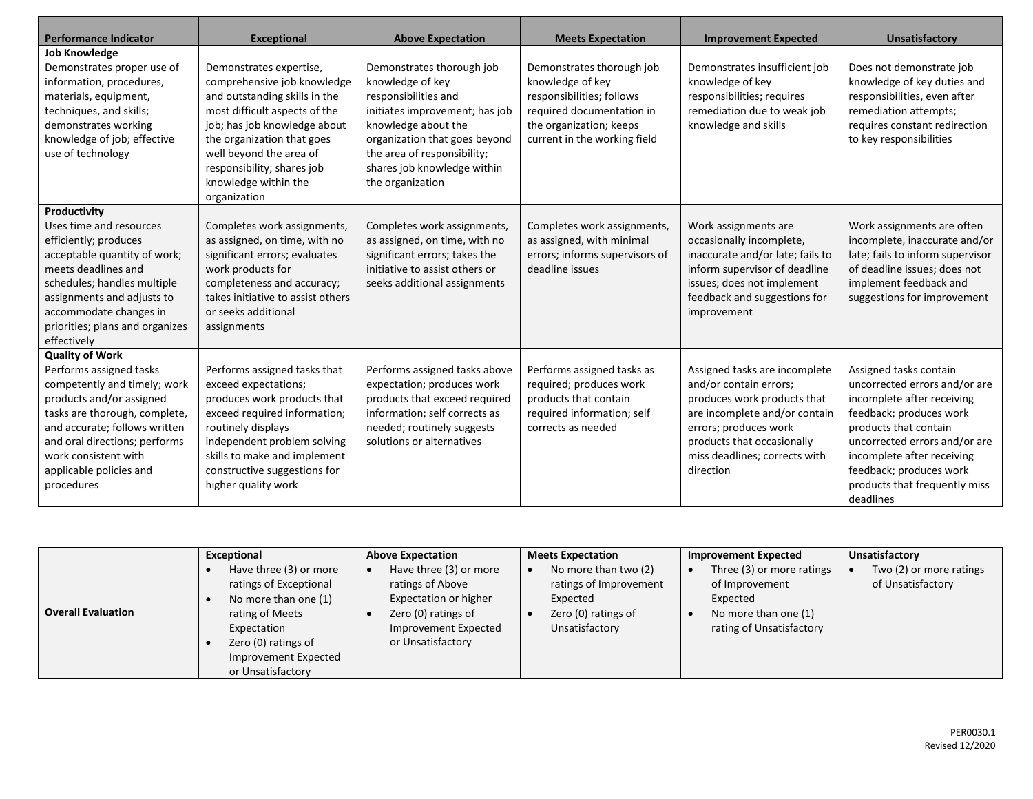| Performance Indicator | Exceptional | Above Expectation | Meets Expectation | Improvement Expected | Unsatisfactory |
|---|---|---|---|---|---|
| **Job Knowledge**<br>Demonstrates proper use of information, procedures, materials, equipment, techniques, and skills; demonstrates working knowledge of job; effective use of technology | Demonstrates expertise, comprehensive job knowledge and outstanding skills in the most difficult aspects of the job; has job knowledge about the organization that goes well beyond the area of responsibility; shares job knowledge within the organization | Demonstrates thorough job knowledge of key responsibilities and initiates improvement; has job knowledge about the organization that goes beyond the area of responsibility; shares job knowledge within the organization | Demonstrates thorough job knowledge of key responsibilities; follows required documentation in the organization; keeps current in the working field | Demonstrates insufficient job knowledge of key responsibilities; requires remediation due to weak job knowledge and skills | Does not demonstrate job knowledge of key duties and responsibilities, even after remediation attempts; requires constant redirection to key responsibilities |
| **Productivity**<br>Uses time and resources efficiently; produces acceptable quantity of work; meets deadlines and schedules; handles multiple assignments and adjusts to accommodate changes in priorities; plans and organizes effectively | Completes work assignments, as assigned, on time, with no significant errors; evaluates work products for completeness and accuracy; takes initiative to assist others or seeks additional assignments | Completes work assignments, as assigned, on time, with no significant errors; takes the initiative to assist others or seeks additional assignments | Completes work assignments, as assigned, with minimal errors; informs supervisors of deadline issues | Work assignments are occasionally incomplete, inaccurate and/or late; fails to inform supervisor of deadline issues; does not implement feedback and suggestions for improvement | Work assignments are often incomplete, inaccurate and/or late; fails to inform supervisor of deadline issues; does not implement feedback and suggestions for improvement |
| **Quality of Work**<br>Performs assigned tasks competently and timely; work products and/or assigned tasks are thorough, complete, and accurate; follows written and oral directions; performs work consistent with applicable policies and procedures | Performs assigned tasks that exceed expectations; produces work products that exceed required information; routinely displays independent problem solving skills to make and implement constructive suggestions for higher quality work | Performs assigned tasks above expectation; produces work products that exceed required information; self corrects as needed; routinely suggests solutions or alternatives | Performs assigned tasks as required; produces work products that contain required information; self corrects as needed | Assigned tasks are incomplete and/or contain errors; produces work products that are incomplete and/or contain errors; produces work products that occasionally miss deadlines; corrects with direction | Assigned tasks contain uncorrected errors and/or are incomplete after receiving feedback; produces work products that contain uncorrected errors and/or are incomplete after receiving feedback; produces work products that frequently miss deadlines |

| | | | | | |
|---|---|---|---|---|---|
| **Overall Evaluation** | **Exceptional**<br>• Have three (3) or more ratings of Exceptional<br>• No more than one (1) rating of Meets Expectation<br>• Zero (0) ratings of Improvement Expected or Unsatisfactory | **Above Expectation**<br>• Have three (3) or more ratings of Above Expectation or higher<br>• Zero (0) ratings of Improvement Expected or Unsatisfactory | **Meets Expectation**<br>• No more than two (2) ratings of Improvement Expected<br>• Zero (0) ratings of Unsatisfactory | **Improvement Expected**<br>• Three (3) or more ratings of Improvement Expected<br>• No more than one (1) rating of Unsatisfactory | **Unsatisfactory**<br>• Two (2) or more ratings of Unsatisfactory |

PER0030.1
Revised 12/2020